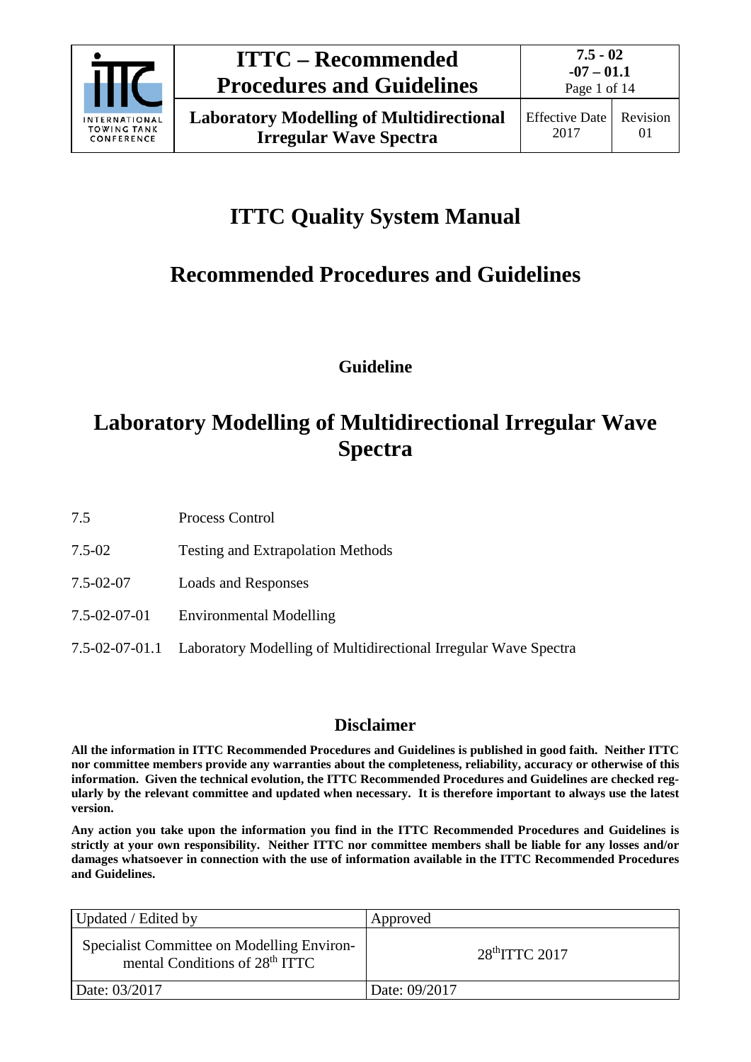# ITTC Quality System Manual

## Recommended Procedures and Guidelines

**Guideline**

# Laboratory Modelling of Multidirectional Irregular Wave Spectra

| | |
|---|---|
| 7.5 | Process Control |
| 7.5-02 | Testing and Extrapolation Methods |
| 7.5-02-07 | Loads and Responses |
| 7.5-02-07-01 | Environmental Modelling |
| 7.5-02-07-01.1 | Laboratory Modelling of Multidirectional Irregular Wave Spectra |

### Disclaimer

**All the information in ITTC Recommended Procedures and Guidelines is published in good faith. Neither ITTC nor committee members provide any warranties about the completeness, reliability, accuracy or otherwise of this information. Given the technical evolution, the ITTC Recommended Procedures and Guidelines are checked regularly by the relevant committee and updated when necessary. It is therefore important to always use the latest version.**

**Any action you take upon the information you find in the ITTC Recommended Procedures and Guidelines is strictly at your own responsibility. Neither ITTC nor committee members shall be liable for any losses and/or damages whatsoever in connection with the use of information available in the ITTC Recommended Procedures and Guidelines.**

| Updated / Edited by | Approved |
|---|---|
| Specialist Committee on Modelling Environmental Conditions of 28th ITTC | 28th ITTC 2017 |
| Date: 03/2017 | Date: 09/2017 |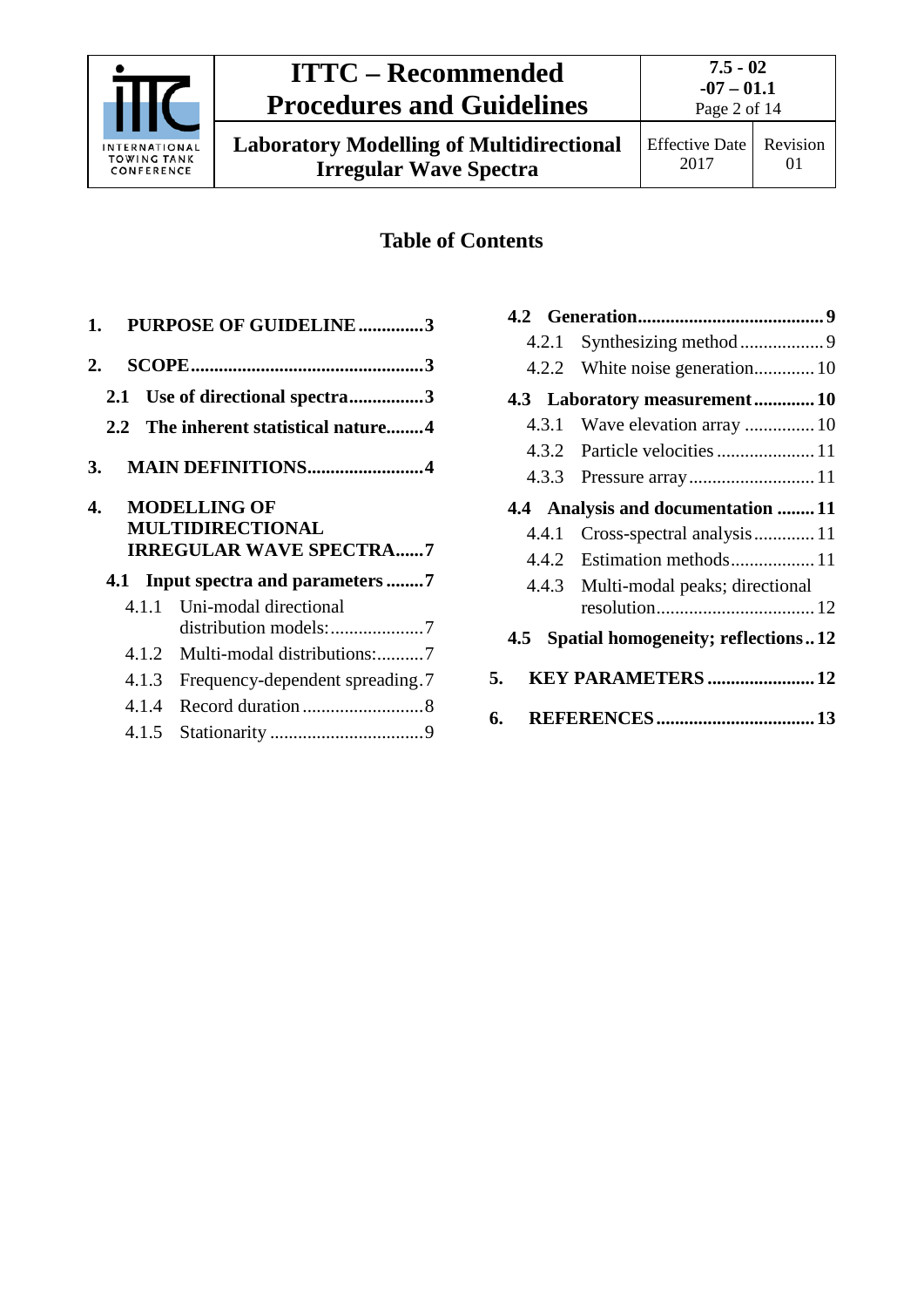## Table of Contents

**1. PURPOSE OF GUIDELINE .............3**

**2. SCOPE .................................................3**

- **2.1 Use of directional spectra................3**
- **2.2 The inherent statistical nature........4**

**3. MAIN DEFINITIONS.........................4**

**4. MODELLING OF MULTIDIRECTIONAL IRREGULAR WAVE SPECTRA......7**

- **4.1 Input spectra and parameters ........7**
  - 4.1.1 Uni-modal directional distribution models:....................7
  - 4.1.2 Multi-modal distributions:..........7
  - 4.1.3 Frequency-dependent spreading.7
  - 4.1.4 Record duration ..........................8
  - 4.1.5 Stationarity .................................9
- **4.2 Generation........................................9**
  - 4.2.1 Synthesizing method ..................9
  - 4.2.2 White noise generation.............10
- **4.3 Laboratory measurement .............10**
  - 4.3.1 Wave elevation array ...............10
  - 4.3.2 Particle velocities .....................11
  - 4.3.3 Pressure array...........................11
- **4.4 Analysis and documentation ........11**
  - 4.4.1 Cross-spectral analysis.............11
  - 4.4.2 Estimation methods..................11
  - 4.4.3 Multi-modal peaks; directional resolution.................................12
- **4.5 Spatial homogeneity; reflections..12**

**5. KEY PARAMETERS .......................12**

**6. REFERENCES .................................13**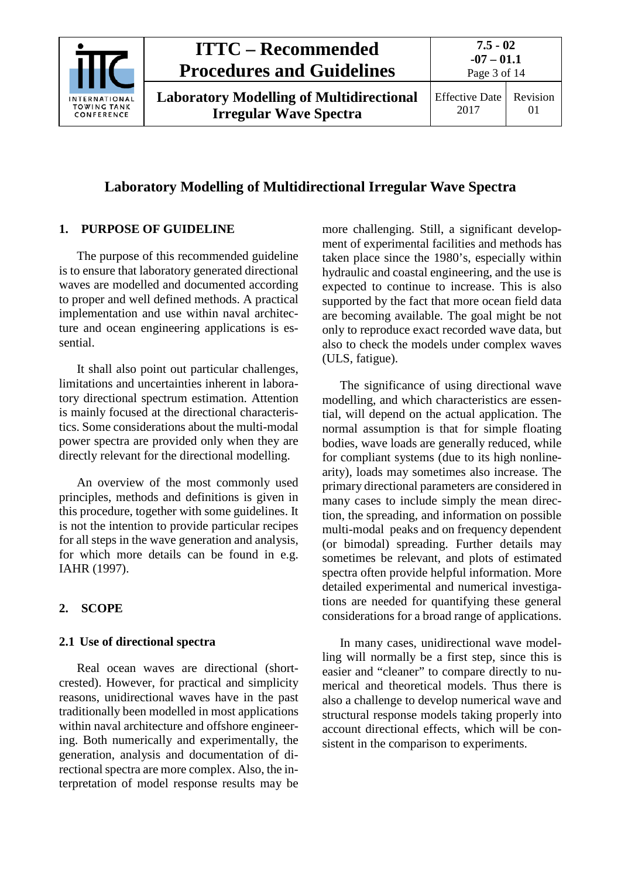# Laboratory Modelling of Multidirectional Irregular Wave Spectra

## 1. PURPOSE OF GUIDELINE

The purpose of this recommended guideline is to ensure that laboratory generated directional waves are modelled and documented according to proper and well defined methods. A practical implementation and use within naval architecture and ocean engineering applications is essential.

It shall also point out particular challenges, limitations and uncertainties inherent in laboratory directional spectrum estimation. Attention is mainly focused at the directional characteristics. Some considerations about the multi-modal power spectra are provided only when they are directly relevant for the directional modelling.

An overview of the most commonly used principles, methods and definitions is given in this procedure, together with some guidelines. It is not the intention to provide particular recipes for all steps in the wave generation and analysis, for which more details can be found in e.g. IAHR (1997).

## 2. SCOPE

### 2.1 Use of directional spectra

Real ocean waves are directional (short-crested). However, for practical and simplicity reasons, unidirectional waves have in the past traditionally been modelled in most applications within naval architecture and offshore engineering. Both numerically and experimentally, the generation, analysis and documentation of directional spectra are more complex. Also, the interpretation of model response results may be more challenging. Still, a significant development of experimental facilities and methods has taken place since the 1980's, especially within hydraulic and coastal engineering, and the use is expected to continue to increase. This is also supported by the fact that more ocean field data are becoming available. The goal might be not only to reproduce exact recorded wave data, but also to check the models under complex waves (ULS, fatigue).

The significance of using directional wave modelling, and which characteristics are essential, will depend on the actual application. The normal assumption is that for simple floating bodies, wave loads are generally reduced, while for compliant systems (due to its high nonlinearity), loads may sometimes also increase. The primary directional parameters are considered in many cases to include simply the mean direction, the spreading, and information on possible multi-modal peaks and on frequency dependent (or bimodal) spreading. Further details may sometimes be relevant, and plots of estimated spectra often provide helpful information. More detailed experimental and numerical investigations are needed for quantifying these general considerations for a broad range of applications.

In many cases, unidirectional wave modelling will normally be a first step, since this is easier and "cleaner" to compare directly to numerical and theoretical models. Thus there is also a challenge to develop numerical wave and structural response models taking properly into account directional effects, which will be consistent in the comparison to experiments.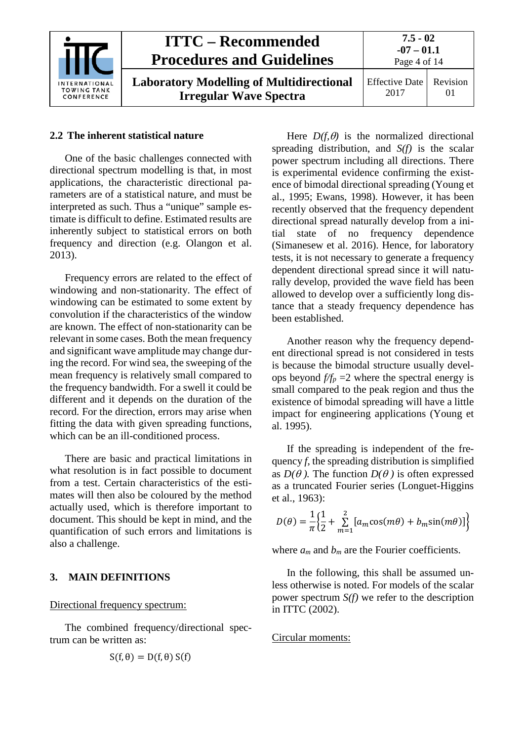## 2.2 The inherent statistical nature

One of the basic challenges connected with directional spectrum modelling is that, in most applications, the characteristic directional parameters are of a statistical nature, and must be interpreted as such. Thus a "unique" sample estimate is difficult to define. Estimated results are inherently subject to statistical errors on both frequency and direction (e.g. Olangon et al. 2013).

Frequency errors are related to the effect of windowing and non-stationarity. The effect of windowing can be estimated to some extent by convolution if the characteristics of the window are known. The effect of non-stationarity can be relevant in some cases. Both the mean frequency and significant wave amplitude may change during the record. For wind sea, the sweeping of the mean frequency is relatively small compared to the frequency bandwidth. For a swell it could be different and it depends on the duration of the record. For the direction, errors may arise when fitting the data with given spreading functions, which can be an ill-conditioned process.

There are basic and practical limitations in what resolution is in fact possible to document from a test. Certain characteristics of the estimates will then also be coloured by the method actually used, which is therefore important to document. This should be kept in mind, and the quantification of such errors and limitations is also a challenge.

# 3. MAIN DEFINITIONS

Directional frequency spectrum:

The combined frequency/directional spectrum can be written as:

$$S(f, \theta) = D(f, \theta)\, S(f)$$

Here $D(f,\theta)$ is the normalized directional spreading distribution, and $S(f)$ is the scalar power spectrum including all directions. There is experimental evidence confirming the existence of bimodal directional spreading (Young et al., 1995; Ewans, 1998). However, it has been recently observed that the frequency dependent directional spread naturally develop from a initial state of no frequency dependence (Simanesew et al. 2016). Hence, for laboratory tests, it is not necessary to generate a frequency dependent directional spread since it will naturally develop, provided the wave field has been allowed to develop over a sufficiently long distance that a steady frequency dependence has been established.

Another reason why the frequency dependent directional spread is not considered in tests is because the bimodal structure usually develops beyond $f/f_p = 2$ where the spectral energy is small compared to the peak region and thus the existence of bimodal spreading will have a little impact for engineering applications (Young et al. 1995).

If the spreading is independent of the frequency $f$, the spreading distribution is simplified as $D(\theta)$. The function $D(\theta)$ is often expressed as a truncated Fourier series (Longuet-Higgins et al., 1963):

$$D(\theta) = \frac{1}{\pi}\left\{\frac{1}{2} + \sum_{m=1}^{2}\left[a_m \cos(m\theta) + b_m \sin(m\theta)\right]\right\}$$

where $a_m$ and $b_m$ are the Fourier coefficients.

In the following, this shall be assumed unless otherwise is noted. For models of the scalar power spectrum $S(f)$ we refer to the description in ITTC (2002).

Circular moments: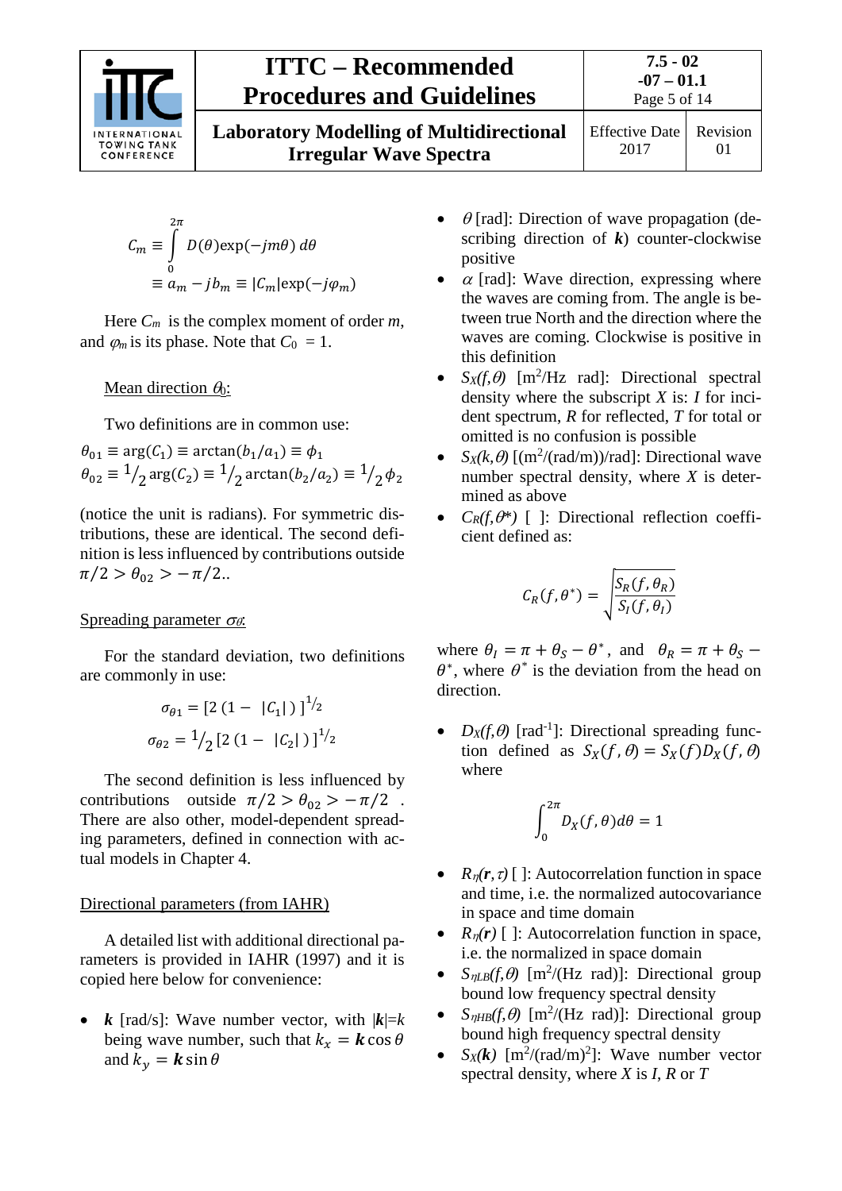$$C_m \equiv \int_0^{2\pi} D(\theta)\exp(-jm\theta)\, d\theta$$
$$\equiv a_m - jb_m \equiv |C_m|\exp(-j\varphi_m)$$

Here $C_m$ is the complex moment of order $m$, and $\varphi_m$ is its phase. Note that $C_0 = 1$.

Mean direction $\theta_0$:

Two definitions are in common use:

$$\theta_{01} \equiv \arg(C_1) \equiv \arctan(b_1/a_1) \equiv \phi_1$$
$$\theta_{02} \equiv {}^1/_2 \arg(C_2) \equiv {}^1/_2 \arctan(b_2/a_2) \equiv {}^1/_2 \phi_2$$

(notice the unit is radians). For symmetric distributions, these are identical. The second definition is less influenced by contributions outside $\pi/2 > \theta_{02} > -\pi/2$..

Spreading parameter $\sigma_\theta$:

For the standard deviation, two definitions are commonly in use:

$$\sigma_{\theta 1} = [2\,(1 - \,|C_1|\,)\,]^{1/2}$$
$$\sigma_{\theta 2} = {}^1/_2\,[2\,(1 - \,|C_2|\,)\,]^{1/2}$$

The second definition is less influenced by contributions outside $\pi/2 > \theta_{02} > -\pi/2$ . There are also other, model-dependent spreading parameters, defined in connection with actual models in Chapter 4.

Directional parameters (from IAHR)

A detailed list with additional directional parameters is provided in IAHR (1997) and it is copied here below for convenience:

- $\boldsymbol{k}$ [rad/s]: Wave number vector, with $|\boldsymbol{k}|=k$ being wave number, such that $k_x = \boldsymbol{k}\cos\theta$ and $k_y = \boldsymbol{k}\sin\theta$
- $\theta$ [rad]: Direction of wave propagation (describing direction of $\boldsymbol{k}$) counter-clockwise positive
- $\alpha$ [rad]: Wave direction, expressing where the waves are coming from. The angle is between true North and the direction where the waves are coming. Clockwise is positive in this definition
- $S_X(f,\theta)$ [m$^2$/Hz rad]: Directional spectral density where the subscript $X$ is: $I$ for incident spectrum, $R$ for reflected, $T$ for total or omitted is no confusion is possible
- $S_X(k,\theta)$ [(m$^2$/(rad/m))/rad]: Directional wave number spectral density, where $X$ is determined as above
- $C_R(f,\theta^*)$ [ ]: Directional reflection coefficient defined as:

$$C_R(f,\theta^*) = \sqrt{\frac{S_R(f,\theta_R)}{S_I(f,\theta_I)}}$$

where $\theta_I = \pi + \theta_S - \theta^*$, and $\theta_R = \pi + \theta_S - \theta^*$, where $\theta^*$ is the deviation from the head on direction.

- $D_X(f,\theta)$ [rad$^{-1}$]: Directional spreading function defined as $S_X(f,\theta) = S_X(f)D_X(f,\theta)$ where

$$\int_0^{2\pi} D_X(f,\theta)d\theta = 1$$

- $R_\eta(\boldsymbol{r},\tau)$ [ ]: Autocorrelation function in space and time, i.e. the normalized autocovariance in space and time domain
- $R_\eta(\boldsymbol{r})$ [ ]: Autocorrelation function in space, i.e. the normalized in space domain
- $S_{\eta LB}(f,\theta)$ [m$^2$/(Hz rad)]: Directional group bound low frequency spectral density
- $S_{\eta HB}(f,\theta)$ [m$^2$/(Hz rad)]: Directional group bound high frequency spectral density
- $S_X(\boldsymbol{k})$ [m$^2$/(rad/m)$^2$]: Wave number vector spectral density, where $X$ is $I$, $R$ or $T$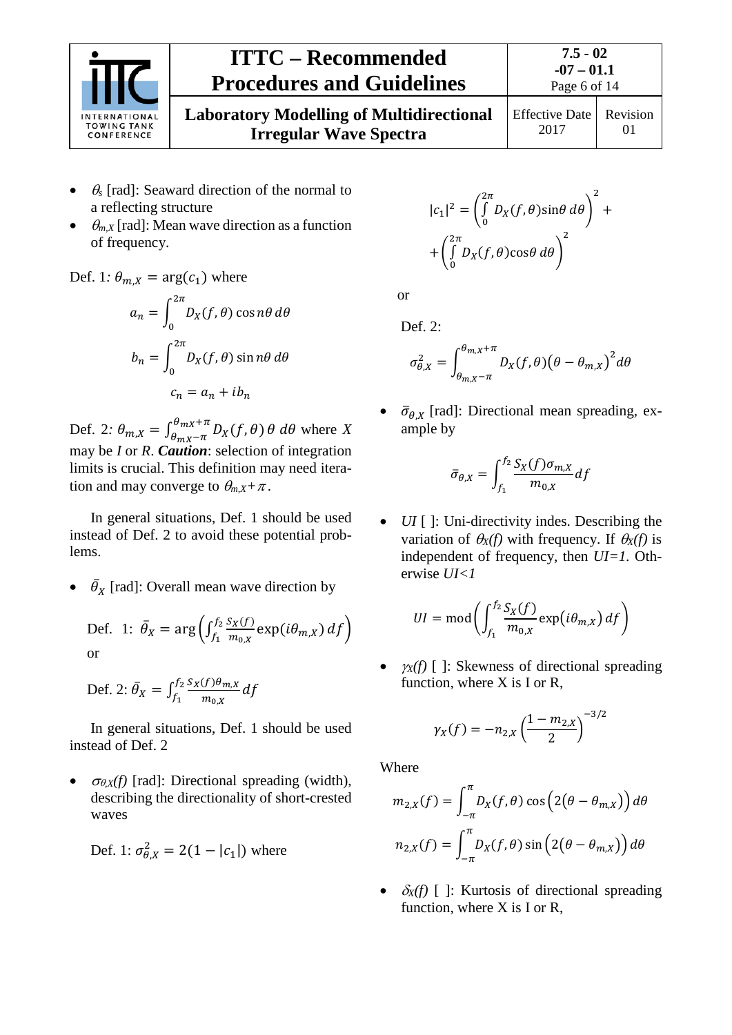- $\theta_s$ [rad]: Seaward direction of the normal to a reflecting structure
- $\theta_{m,X}$ [rad]: Mean wave direction as a function of frequency.

Def. 1: $\theta_{m,X} = \arg(c_1)$ where

$$a_n = \int_0^{2\pi} D_X(f,\theta)\cos n\theta \, d\theta$$

$$b_n = \int_0^{2\pi} D_X(f,\theta)\sin n\theta \, d\theta$$

$$c_n = a_n + ib_n$$

Def. 2: $\theta_{m,X} = \int_{\theta_{mX}-\pi}^{\theta_{mX}+\pi} D_X(f,\theta)\,\theta \, d\theta$ where $X$ may be $I$ or $R$. ***Caution***: selection of integration limits is crucial. This definition may need iteration and may converge to $\theta_{m,X}+\pi$.

In general situations, Def. 1 should be used instead of Def. 2 to avoid these potential problems.

- $\bar{\theta}_X$ [rad]: Overall mean wave direction by

Def. 1: $\bar{\theta}_X = \arg\left(\int_{f_1}^{f_2} \frac{S_X(f)}{m_{0,X}} \exp(i\theta_{m,X})\, df\right)$

or

Def. 2: $\bar{\theta}_X = \int_{f_1}^{f_2} \frac{S_X(f)\theta_{m,X}}{m_{0,X}} df$

In general situations, Def. 1 should be used instead of Def. 2

- $\sigma_{\theta,X}(f)$ [rad]: Directional spreading (width), describing the directionality of short-crested waves

Def. 1: $\sigma_{\theta,X}^2 = 2(1-|c_1|)$ where

$$|c_1|^2 = \left(\int_0^{2\pi} D_X(f,\theta)\sin\theta \, d\theta\right)^2 + \left(\int_0^{2\pi} D_X(f,\theta)\cos\theta \, d\theta\right)^2$$

or

Def. 2:

$$\sigma_{\theta,X}^2 = \int_{\theta_{m,X}-\pi}^{\theta_{m,X}+\pi} D_X(f,\theta)\left(\theta - \theta_{m,X}\right)^2 d\theta$$

- $\bar{\sigma}_{\theta,X}$ [rad]: Directional mean spreading, example by

$$\bar{\sigma}_{\theta,X} = \int_{f_1}^{f_2} \frac{S_X(f)\sigma_{m,X}}{m_{0,X}} df$$

- *UI* [ ]: Uni-directivity indes. Describing the variation of $\theta_X(f)$ with frequency. If $\theta_X(f)$ is independent of frequency, then $UI=1$. Otherwise $UI<1$

$$UI = \operatorname{mod}\left(\int_{f_1}^{f_2} \frac{S_X(f)}{m_{0,X}} \exp(i\theta_{m,X})\, df\right)$$

- $\gamma_X(f)$ [ ]: Skewness of directional spreading function, where X is I or R,

$$\gamma_X(f) = -n_{2,X}\left(\frac{1-m_{2,X}}{2}\right)^{-3/2}$$

Where

$$m_{2,X}(f) = \int_{-\pi}^{\pi} D_X(f,\theta)\cos\left(2\left(\theta - \theta_{m,X}\right)\right) d\theta$$

$$n_{2,X}(f) = \int_{-\pi}^{\pi} D_X(f,\theta)\sin\left(2\left(\theta - \theta_{m,X}\right)\right) d\theta$$

- $\delta_X(f)$ [ ]: Kurtosis of directional spreading function, where X is I or R,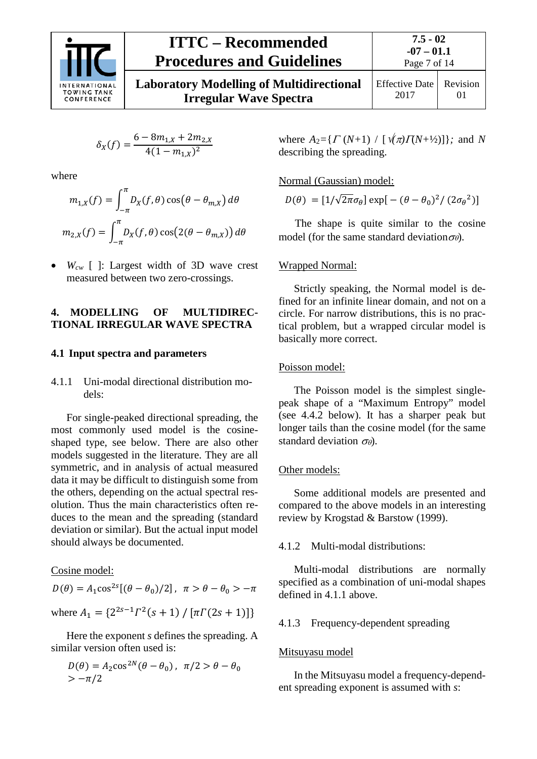$$\delta_X(f) = \frac{6 - 8m_{1,X} + 2m_{2,X}}{4(1 - m_{1,X})^2}$$

where

$$m_{1,X}(f) = \int_{-\pi}^{\pi} D_X(f,\theta)\cos(\theta - \theta_{m,X})\,d\theta$$

$$m_{2,X}(f) = \int_{-\pi}^{\pi} D_X(f,\theta)\cos\big(2(\theta - \theta_{m,X})\big)\,d\theta$$

- $W_{cw}$ [ ]: Largest width of 3D wave crest measured between two zero-crossings.

## 4. MODELLING OF MULTIDIRECTIONAL IRREGULAR WAVE SPECTRA

### 4.1 Input spectra and parameters

4.1.1 Uni-modal directional distribution models:

For single-peaked directional spreading, the most commonly used model is the cosine-shaped type, see below. There are also other models suggested in the literature. They are all symmetric, and in analysis of actual measured data it may be difficult to distinguish some from the others, depending on the actual spectral resolution. Thus the main characteristics often reduces to the mean and the spreading (standard deviation or similar). But the actual input model should always be documented.

Cosine model:

$$D(\theta) = A_1 \cos^{2s}[(\theta - \theta_0)/2]\,,\ \ \pi > \theta - \theta_0 > -\pi$$

where $A_1 = \{2^{2s-1}\Gamma^2(s+1)\,/\,[\pi\Gamma(2s+1)]\}$

Here the exponent $s$ defines the spreading. A similar version often used is:

$$D(\theta) = A_2 \cos^{2N}(\theta - \theta_0)\,,\ \ \pi/2 > \theta - \theta_0 > -\pi/2$$

where $A_2=\{\Gamma(N+1)\,/\,[\sqrt{\pi}\,\Gamma(N+½)]\}$; and $N$ describing the spreading.

Normal (Gaussian) model:

$$D(\theta) = [1/\sqrt{2\pi}\sigma_\theta]\exp[-(\theta - \theta_0)^2/(2\sigma_\theta^{\,2})]$$

The shape is quite similar to the cosine model (for the same standard deviation $\sigma_\theta$).

Wrapped Normal:

Strictly speaking, the Normal model is defined for an infinite linear domain, and not on a circle. For narrow distributions, this is no practical problem, but a wrapped circular model is basically more correct.

Poisson model:

The Poisson model is the simplest single-peak shape of a "Maximum Entropy" model (see 4.4.2 below). It has a sharper peak but longer tails than the cosine model (for the same standard deviation $\sigma_\theta$).

Other models:

Some additional models are presented and compared to the above models in an interesting review by Krogstad & Barstow (1999).

4.1.2 Multi-modal distributions:

Multi-modal distributions are normally specified as a combination of uni-modal shapes defined in 4.1.1 above.

4.1.3 Frequency-dependent spreading

Mitsuyasu model

In the Mitsuyasu model a frequency-dependent spreading exponent is assumed with $s$: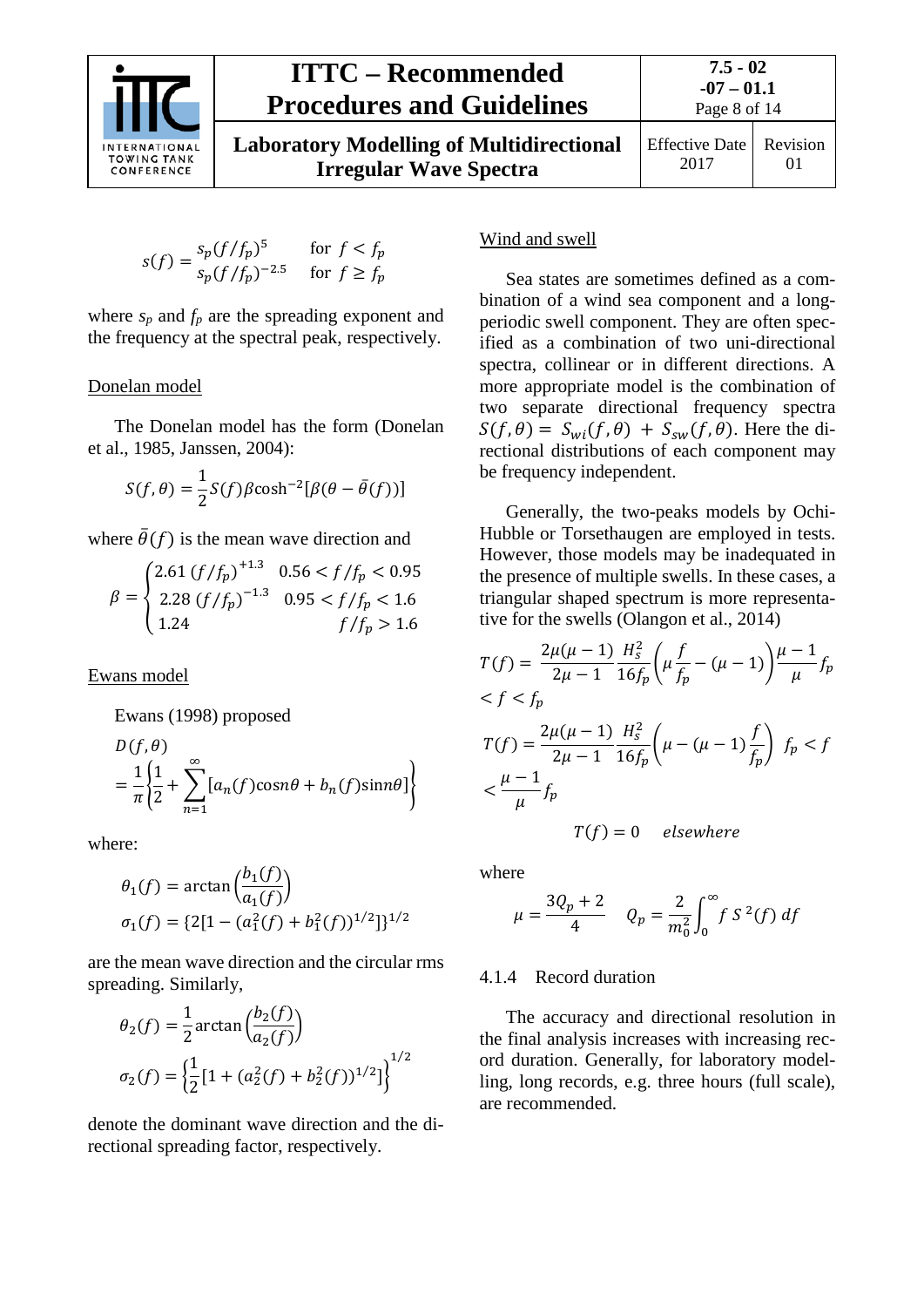$$s(f) = \begin{matrix} s_p(f/f_p)^5 & \text{for } f < f_p \\ s_p(f/f_p)^{-2.5} & \text{for } f \geq f_p \end{matrix}$$

where $s_p$ and $f_p$ are the spreading exponent and the frequency at the spectral peak, respectively.

Donelan model

The Donelan model has the form (Donelan et al., 1985, Janssen, 2004):

$$S(f,\theta) = \frac{1}{2} S(f) \beta \cosh^{-2}[\beta(\theta - \bar{\theta}(f))]$$

where $\bar{\theta}(f)$ is the mean wave direction and

$$\beta = \begin{cases} 2.61\,(f/f_p)^{+1.3} & 0.56 < f/f_p < 0.95 \\ 2.28\,(f/f_p)^{-1.3} & 0.95 < f/f_p < 1.6 \\ 1.24 & f/f_p > 1.6 \end{cases}$$

Ewans model

Ewans (1998) proposed

$$D(f,\theta) = \frac{1}{\pi}\left\{\frac{1}{2} + \sum_{n=1}^{\infty}[a_n(f)\cos n\theta + b_n(f)\sin n\theta]\right\}$$

where:

$$\theta_1(f) = \arctan\left(\frac{b_1(f)}{a_1(f)}\right)$$
$$\sigma_1(f) = \{2[1 - (a_1^2(f) + b_1^2(f))^{1/2}]\}^{1/2}$$

are the mean wave direction and the circular rms spreading. Similarly,

$$\theta_2(f) = \frac{1}{2}\arctan\left(\frac{b_2(f)}{a_2(f)}\right)$$
$$\sigma_2(f) = \left\{\frac{1}{2}[1 + (a_2^2(f) + b_2^2(f))^{1/2}]\right\}^{1/2}$$

denote the dominant wave direction and the directional spreading factor, respectively.

Wind and swell

Sea states are sometimes defined as a combination of a wind sea component and a long-periodic swell component. They are often specified as a combination of two uni-directional spectra, collinear or in different directions. A more appropriate model is the combination of two separate directional frequency spectra $S(f,\theta) = S_{wi}(f,\theta) + S_{sw}(f,\theta)$. Here the directional distributions of each component may be frequency independent.

Generally, the two-peaks models by Ochi-Hubble or Torsethaugen are employed in tests. However, those models may be inadequated in the presence of multiple swells. In these cases, a triangular shaped spectrum is more representative for the swells (Olangon et al., 2014)

$$T(f) = \frac{2\mu(\mu-1)}{2\mu-1}\frac{H_s^2}{16 f_p}\left(\mu\frac{f}{f_p} - (\mu-1)\right) \quad \frac{\mu-1}{\mu}f_p < f < f_p$$

$$T(f) = \frac{2\mu(\mu-1)}{2\mu-1}\frac{H_s^2}{16 f_p}\left(\mu - (\mu-1)\frac{f}{f_p}\right) \quad f_p < f < \frac{\mu-1}{\mu}f_p$$

$$T(f) = 0 \quad \textit{elsewhere}$$

where

$$\mu = \frac{3Q_p + 2}{4} \qquad Q_p = \frac{2}{m_0^2}\int_0^{\infty} f\, S^2(f)\, df$$

4.1.4 Record duration

The accuracy and directional resolution in the final analysis increases with increasing record duration. Generally, for laboratory modelling, long records, e.g. three hours (full scale), are recommended.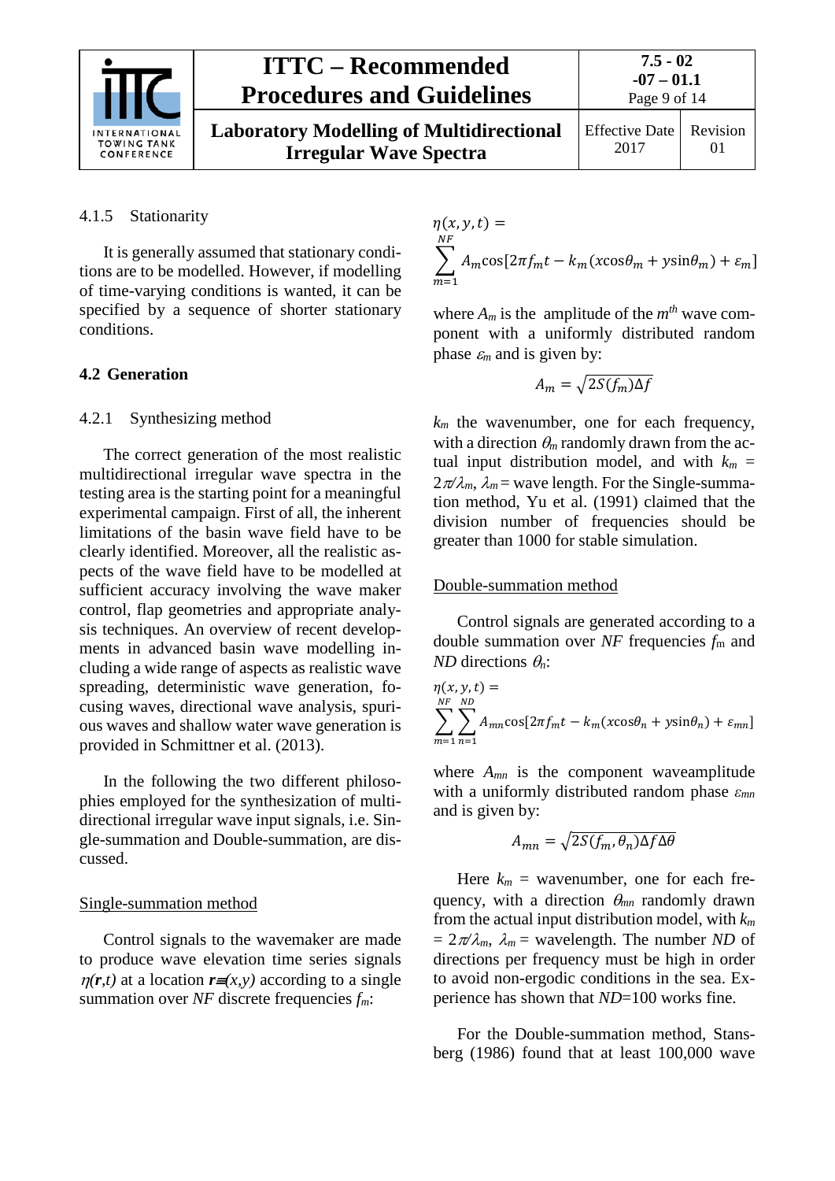#### 4.1.5 Stationarity

It is generally assumed that stationary conditions are to be modelled. However, if modelling of time-varying conditions is wanted, it can be specified by a sequence of shorter stationary conditions.

### 4.2 Generation

#### 4.2.1 Synthesizing method

The correct generation of the most realistic multidirectional irregular wave spectra in the testing area is the starting point for a meaningful experimental campaign. First of all, the inherent limitations of the basin wave field have to be clearly identified. Moreover, all the realistic aspects of the wave field have to be modelled at sufficient accuracy involving the wave maker control, flap geometries and appropriate analysis techniques. An overview of recent developments in advanced basin wave modelling including a wide range of aspects as realistic wave spreading, deterministic wave generation, focusing waves, directional wave analysis, spurious waves and shallow water wave generation is provided in Schmittner et al. (2013).

In the following the two different philosophies employed for the synthesization of multidirectional irregular wave input signals, i.e. Single-summation and Double-summation, are discussed.

Single-summation method

Control signals to the wavemaker are made to produce wave elevation time series signals $\eta(\mathbf{r},t)$ at a location $\mathbf{r}\equiv(x,y)$ according to a single summation over $NF$ discrete frequencies $f_m$:

$$\eta(x,y,t) = \sum_{m=1}^{NF} A_m \cos[2\pi f_m t - k_m(x\cos\theta_m + y\sin\theta_m) + \varepsilon_m]$$

where $A_m$ is the amplitude of the $m^{th}$ wave component with a uniformly distributed random phase $\varepsilon_m$ and is given by:

$$A_m = \sqrt{2S(f_m)\Delta f}$$

$k_m$ the wavenumber, one for each frequency, with a direction $\theta_m$ randomly drawn from the actual input distribution model, and with $k_m = 2\pi/\lambda_m$, $\lambda_m$ = wave length. For the Single-summation method, Yu et al. (1991) claimed that the division number of frequencies should be greater than 1000 for stable simulation.

Double-summation method

Control signals are generated according to a double summation over $NF$ frequencies $f_m$ and $ND$ directions $\theta_n$:

$$\eta(x,y,t) = \sum_{m=1}^{NF}\sum_{n=1}^{ND} A_{mn} \cos[2\pi f_m t - k_m(x\cos\theta_n + y\sin\theta_n) + \varepsilon_{mn}]$$

where $A_{mn}$ is the component waveamplitude with a uniformly distributed random phase $\varepsilon_{mn}$ and is given by:

$$A_{mn} = \sqrt{2S(f_m,\theta_n)\Delta f \Delta\theta}$$

Here $k_m$ = wavenumber, one for each frequency, with a direction $\theta_{mn}$ randomly drawn from the actual input distribution model, with $k_m = 2\pi/\lambda_m$, $\lambda_m$ = wavelength. The number $ND$ of directions per frequency must be high in order to avoid non-ergodic conditions in the sea. Experience has shown that $ND$=100 works fine.

For the Double-summation method, Stansberg (1986) found that at least 100,000 wave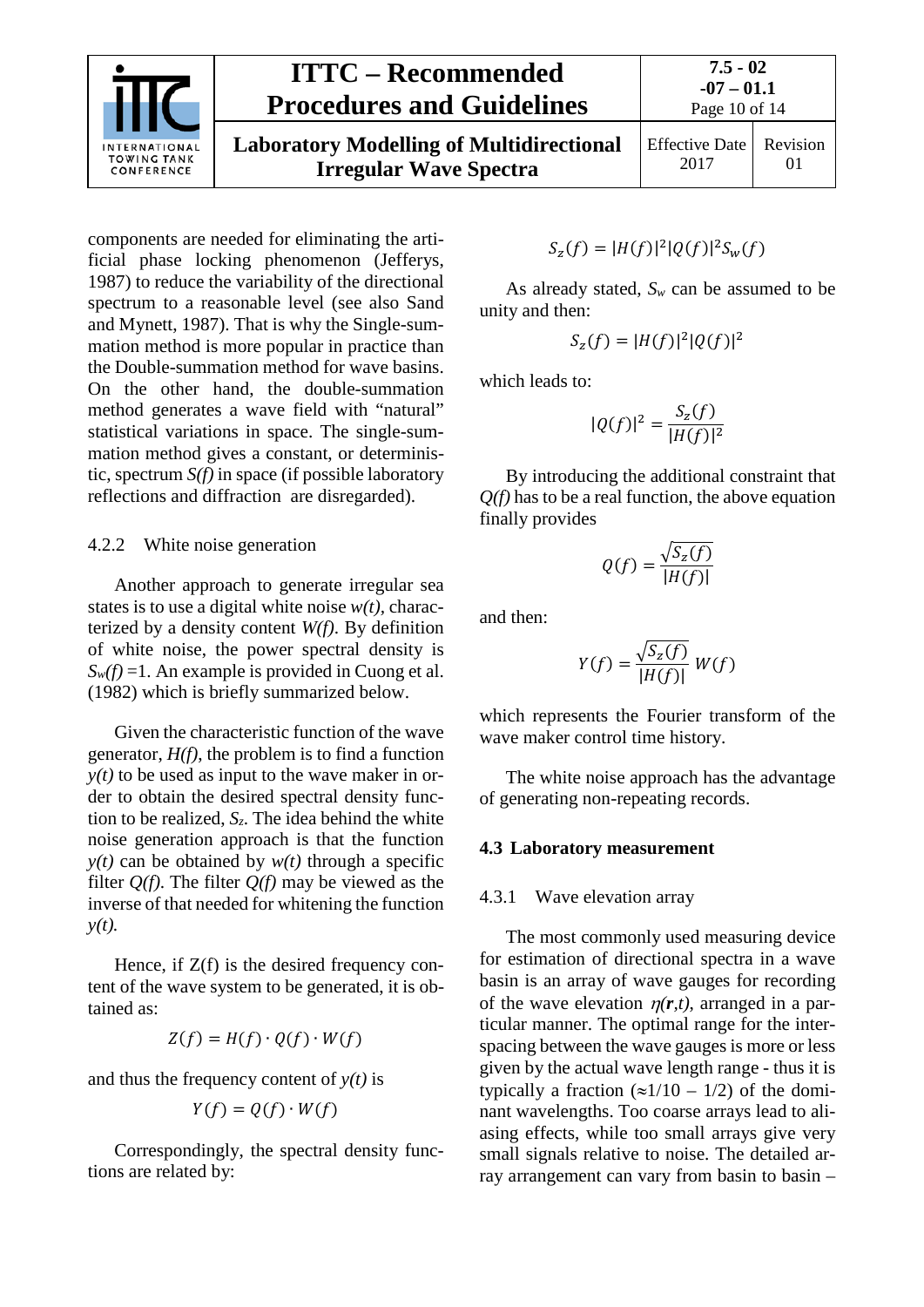components are needed for eliminating the artificial phase locking phenomenon (Jefferys, 1987) to reduce the variability of the directional spectrum to a reasonable level (see also Sand and Mynett, 1987). That is why the Single-summation method is more popular in practice than the Double-summation method for wave basins. On the other hand, the double-summation method generates a wave field with "natural" statistical variations in space. The single-summation method gives a constant, or deterministic, spectrum *S(f)* in space (if possible laboratory reflections and diffraction are disregarded).

#### 4.2.2 White noise generation

Another approach to generate irregular sea states is to use a digital white noise *w(t)*, characterized by a density content *W(f)*. By definition of white noise, the power spectral density is $S_w(f)=1$. An example is provided in Cuong et al. (1982) which is briefly summarized below.

Given the characteristic function of the wave generator, *H(f)*, the problem is to find a function *y(t)* to be used as input to the wave maker in order to obtain the desired spectral density function to be realized, $S_z$. The idea behind the white noise generation approach is that the function *y(t)* can be obtained by *w(t)* through a specific filter *Q(f)*. The filter *Q(f)* may be viewed as the inverse of that needed for whitening the function *y(t)*.

Hence, if Z(f) is the desired frequency content of the wave system to be generated, it is obtained as:

$$Z(f) = H(f) \cdot Q(f) \cdot W(f)$$

and thus the frequency content of *y(t)* is

$$Y(f) = Q(f) \cdot W(f)$$

Correspondingly, the spectral density functions are related by:

$$S_z(f) = |H(f)|^2 |Q(f)|^2 S_w(f)$$

As already stated, $S_w$ can be assumed to be unity and then:

$$S_z(f) = |H(f)|^2 |Q(f)|^2$$

which leads to:

$$|Q(f)|^2 = \frac{S_z(f)}{|H(f)|^2}$$

By introducing the additional constraint that *Q(f)* has to be a real function, the above equation finally provides

$$Q(f) = \frac{\sqrt{S_z(f)}}{|H(f)|}$$

and then:

$$Y(f) = \frac{\sqrt{S_z(f)}}{|H(f)|} W(f)$$

which represents the Fourier transform of the wave maker control time history.

The white noise approach has the advantage of generating non-repeating records.

### 4.3 Laboratory measurement

#### 4.3.1 Wave elevation array

The most commonly used measuring device for estimation of directional spectra in a wave basin is an array of wave gauges for recording of the wave elevation $\eta(\boldsymbol{r},t)$, arranged in a particular manner. The optimal range for the inter-spacing between the wave gauges is more or less given by the actual wave length range - thus it is typically a fraction (≈1/10 – 1/2) of the dominant wavelengths. Too coarse arrays lead to aliasing effects, while too small arrays give very small signals relative to noise. The detailed array arrangement can vary from basin to basin –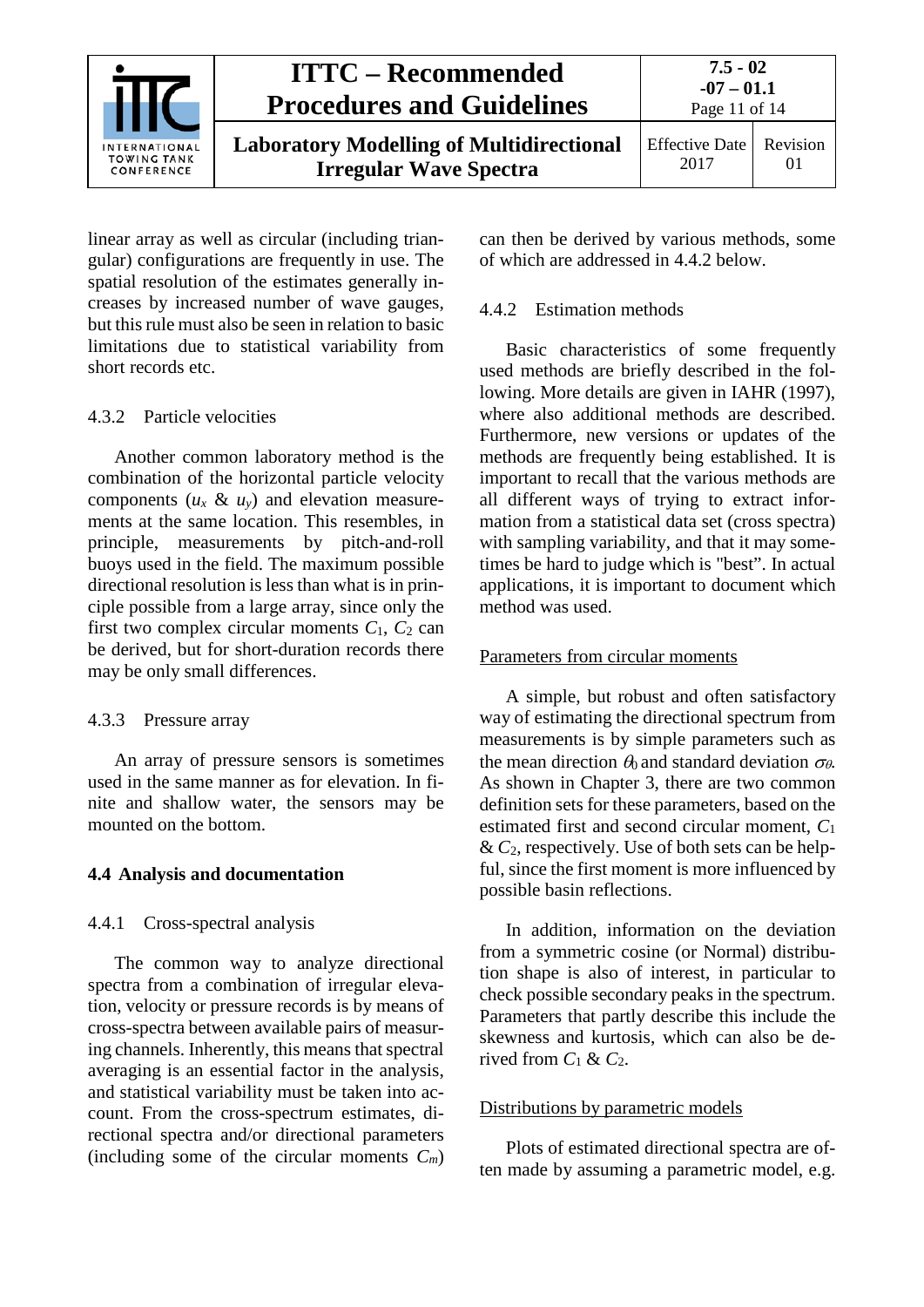linear array as well as circular (including triangular) configurations are frequently in use. The spatial resolution of the estimates generally increases by increased number of wave gauges, but this rule must also be seen in relation to basic limitations due to statistical variability from short records etc.

### 4.3.2 Particle velocities

Another common laboratory method is the combination of the horizontal particle velocity components ($u_x$ & $u_y$) and elevation measurements at the same location. This resembles, in principle, measurements by pitch-and-roll buoys used in the field. The maximum possible directional resolution is less than what is in principle possible from a large array, since only the first two complex circular moments $C_1$, $C_2$ can be derived, but for short-duration records there may be only small differences.

### 4.3.3 Pressure array

An array of pressure sensors is sometimes used in the same manner as for elevation. In finite and shallow water, the sensors may be mounted on the bottom.

## 4.4 Analysis and documentation

### 4.4.1 Cross-spectral analysis

The common way to analyze directional spectra from a combination of irregular elevation, velocity or pressure records is by means of cross-spectra between available pairs of measuring channels. Inherently, this means that spectral averaging is an essential factor in the analysis, and statistical variability must be taken into account. From the cross-spectrum estimates, directional spectra and/or directional parameters (including some of the circular moments $C_m$) can then be derived by various methods, some of which are addressed in 4.4.2 below.

### 4.4.2 Estimation methods

Basic characteristics of some frequently used methods are briefly described in the following. More details are given in IAHR (1997), where also additional methods are described. Furthermore, new versions or updates of the methods are frequently being established. It is important to recall that the various methods are all different ways of trying to extract information from a statistical data set (cross spectra) with sampling variability, and that it may sometimes be hard to judge which is "best". In actual applications, it is important to document which method was used.

Parameters from circular moments

A simple, but robust and often satisfactory way of estimating the directional spectrum from measurements is by simple parameters such as the mean direction $\theta_0$ and standard deviation $\sigma_\theta$. As shown in Chapter 3, there are two common definition sets for these parameters, based on the estimated first and second circular moment, $C_1$ & $C_2$, respectively. Use of both sets can be helpful, since the first moment is more influenced by possible basin reflections.

In addition, information on the deviation from a symmetric cosine (or Normal) distribution shape is also of interest, in particular to check possible secondary peaks in the spectrum. Parameters that partly describe this include the skewness and kurtosis, which can also be derived from $C_1$ & $C_2$.

Distributions by parametric models

Plots of estimated directional spectra are often made by assuming a parametric model, e.g.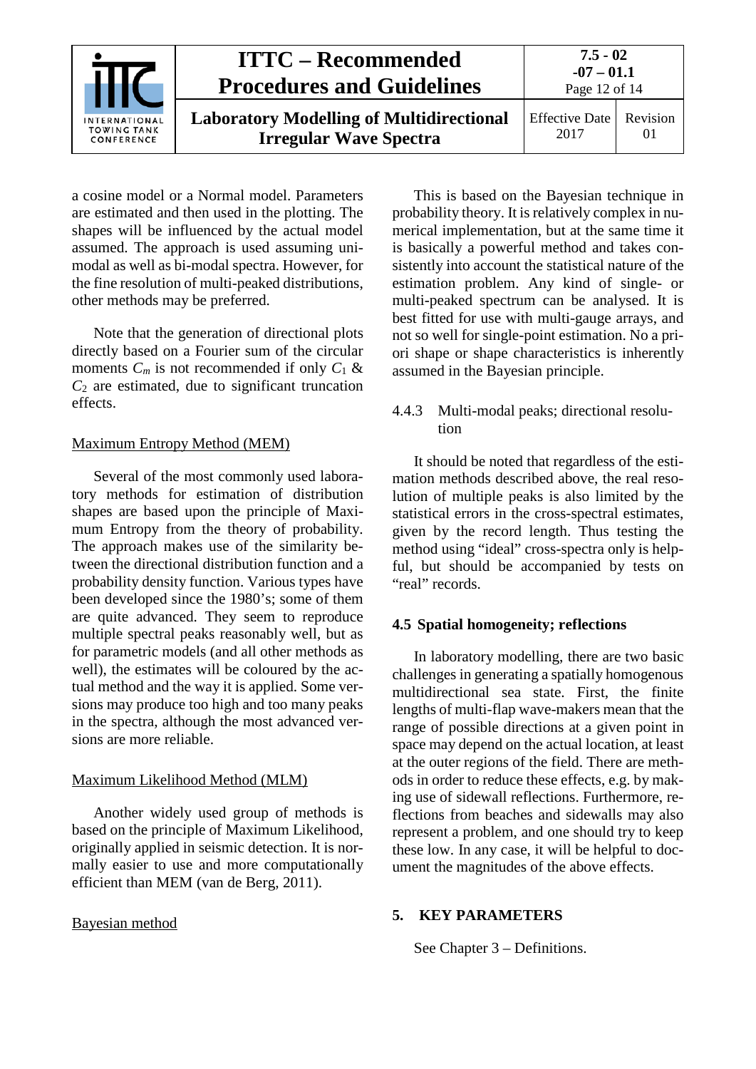a cosine model or a Normal model. Parameters are estimated and then used in the plotting. The shapes will be influenced by the actual model assumed. The approach is used assuming uni-modal as well as bi-modal spectra. However, for the fine resolution of multi-peaked distributions, other methods may be preferred.

Note that the generation of directional plots directly based on a Fourier sum of the circular moments $C_m$ is not recommended if only $C_1$ & $C_2$ are estimated, due to significant truncation effects.

<u>Maximum Entropy Method (MEM)</u>

Several of the most commonly used laboratory methods for estimation of distribution shapes are based upon the principle of Maximum Entropy from the theory of probability. The approach makes use of the similarity between the directional distribution function and a probability density function. Various types have been developed since the 1980's; some of them are quite advanced. They seem to reproduce multiple spectral peaks reasonably well, but as for parametric models (and all other methods as well), the estimates will be coloured by the actual method and the way it is applied. Some versions may produce too high and too many peaks in the spectra, although the most advanced versions are more reliable.

<u>Maximum Likelihood Method (MLM)</u>

Another widely used group of methods is based on the principle of Maximum Likelihood, originally applied in seismic detection. It is normally easier to use and more computationally efficient than MEM (van de Berg, 2011).

<u>Bayesian method</u>

This is based on the Bayesian technique in probability theory. It is relatively complex in numerical implementation, but at the same time it is basically a powerful method and takes consistently into account the statistical nature of the estimation problem. Any kind of single- or multi-peaked spectrum can be analysed. It is best fitted for use with multi-gauge arrays, and not so well for single-point estimation. No a priori shape or shape characteristics is inherently assumed in the Bayesian principle.

#### 4.4.3 Multi-modal peaks; directional resolution

It should be noted that regardless of the estimation methods described above, the real resolution of multiple peaks is also limited by the statistical errors in the cross-spectral estimates, given by the record length. Thus testing the method using "ideal" cross-spectra only is helpful, but should be accompanied by tests on "real" records.

### 4.5 Spatial homogeneity; reflections

In laboratory modelling, there are two basic challenges in generating a spatially homogenous multidirectional sea state. First, the finite lengths of multi-flap wave-makers mean that the range of possible directions at a given point in space may depend on the actual location, at least at the outer regions of the field. There are methods in order to reduce these effects, e.g. by making use of sidewall reflections. Furthermore, reflections from beaches and sidewalls may also represent a problem, and one should try to keep these low. In any case, it will be helpful to document the magnitudes of the above effects.

## 5. KEY PARAMETERS

See Chapter 3 – Definitions.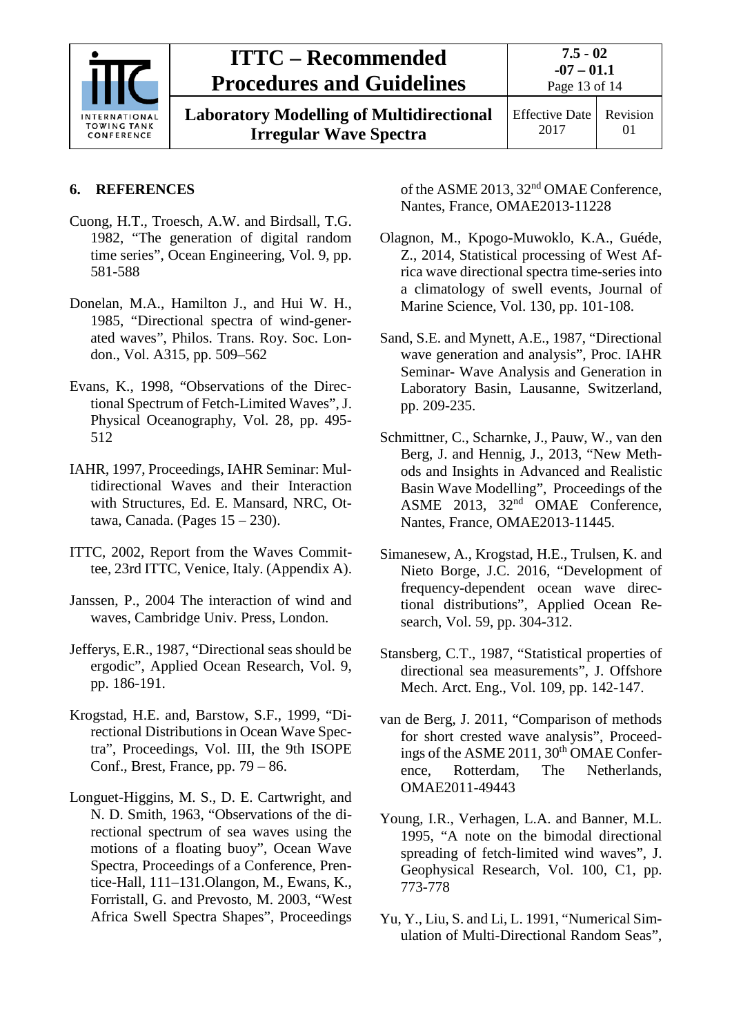## 6. REFERENCES

Cuong, H.T., Troesch, A.W. and Birdsall, T.G. 1982, "The generation of digital random time series", Ocean Engineering, Vol. 9, pp. 581-588

Donelan, M.A., Hamilton J., and Hui W. H., 1985, "Directional spectra of wind-generated waves", Philos. Trans. Roy. Soc. London., Vol. A315, pp. 509–562

Evans, K., 1998, "Observations of the Directional Spectrum of Fetch-Limited Waves", J. Physical Oceanography, Vol. 28, pp. 495-512

IAHR, 1997, Proceedings, IAHR Seminar: Multidirectional Waves and their Interaction with Structures, Ed. E. Mansard, NRC, Ottawa, Canada. (Pages 15 – 230).

ITTC, 2002, Report from the Waves Committee, 23rd ITTC, Venice, Italy. (Appendix A).

Janssen, P., 2004 The interaction of wind and waves, Cambridge Univ. Press, London.

Jefferys, E.R., 1987, "Directional seas should be ergodic", Applied Ocean Research, Vol. 9, pp. 186-191.

Krogstad, H.E. and, Barstow, S.F., 1999, "Directional Distributions in Ocean Wave Spectra", Proceedings, Vol. III, the 9th ISOPE Conf., Brest, France, pp. 79 – 86.

Longuet-Higgins, M. S., D. E. Cartwright, and N. D. Smith, 1963, "Observations of the directional spectrum of sea waves using the motions of a floating buoy", Ocean Wave Spectra, Proceedings of a Conference, Prentice-Hall, 111–131.Olangon, M., Ewans, K., Forristall, G. and Prevosto, M. 2003, "West Africa Swell Spectra Shapes", Proceedings of the ASME 2013, 32nd OMAE Conference, Nantes, France, OMAE2013-11228

Olagnon, M., Kpogo-Muwoklo, K.A., Guéde, Z., 2014, Statistical processing of West Africa wave directional spectra time-series into a climatology of swell events, Journal of Marine Science, Vol. 130, pp. 101-108.

Sand, S.E. and Mynett, A.E., 1987, "Directional wave generation and analysis", Proc. IAHR Seminar- Wave Analysis and Generation in Laboratory Basin, Lausanne, Switzerland, pp. 209-235.

Schmittner, C., Scharnke, J., Pauw, W., van den Berg, J. and Hennig, J., 2013, "New Methods and Insights in Advanced and Realistic Basin Wave Modelling", Proceedings of the ASME 2013, 32nd OMAE Conference, Nantes, France, OMAE2013-11445.

Simanesew, A., Krogstad, H.E., Trulsen, K. and Nieto Borge, J.C. 2016, "Development of frequency-dependent ocean wave directional distributions", Applied Ocean Research, Vol. 59, pp. 304-312.

Stansberg, C.T., 1987, "Statistical properties of directional sea measurements", J. Offshore Mech. Arct. Eng., Vol. 109, pp. 142-147.

van de Berg, J. 2011, "Comparison of methods for short crested wave analysis", Proceedings of the ASME 2011, 30th OMAE Conference, Rotterdam, The Netherlands, OMAE2011-49443

Young, I.R., Verhagen, L.A. and Banner, M.L. 1995, "A note on the bimodal directional spreading of fetch-limited wind waves", J. Geophysical Research, Vol. 100, C1, pp. 773-778

Yu, Y., Liu, S. and Li, L. 1991, "Numerical Simulation of Multi-Directional Random Seas",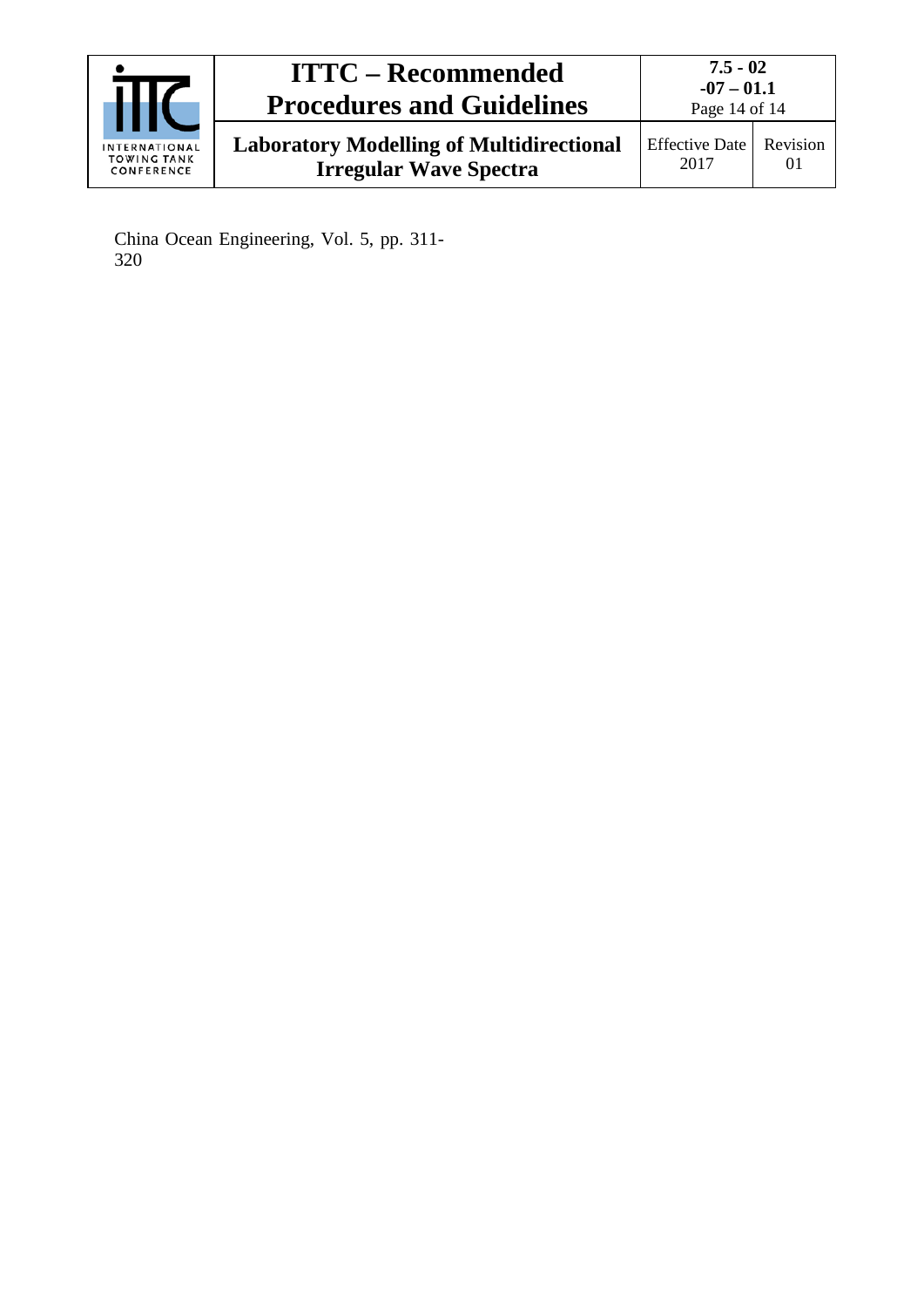China Ocean Engineering, Vol. 5, pp. 311-320